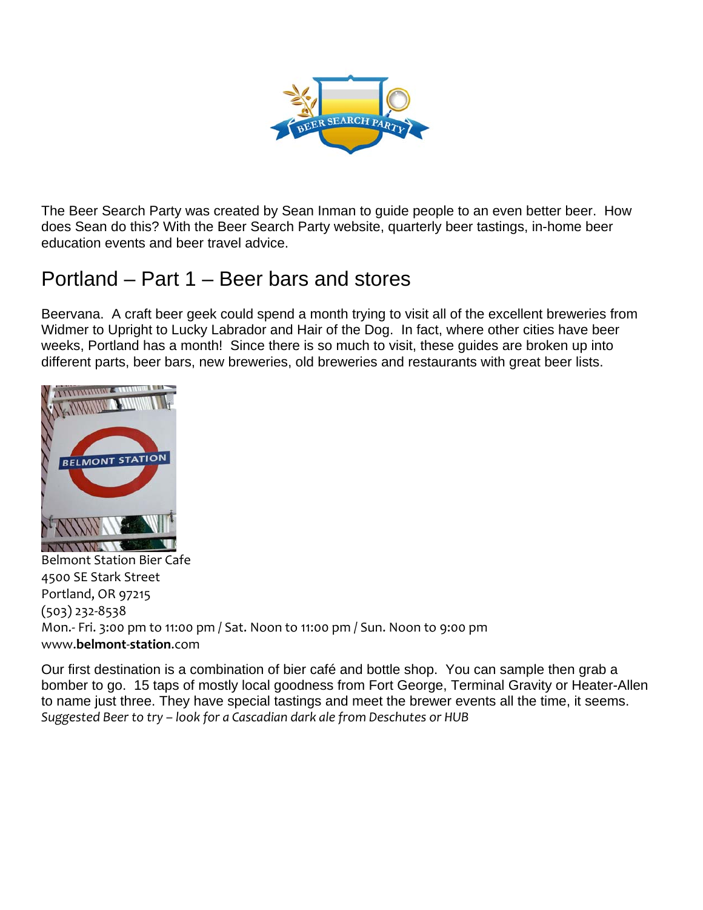The Beer Search Party was created by Sean Inman to guide people to an even better beer. How does Sean do this? With the Beer Search Party website, quarterly beer tastings, in-home beer education events and beer travel advice.

## Portland – Part 1 – Beer bars and stores

Beervana. A craft beer geek could spend a month trying to visit all of the excellent breweries from Widmer to Upright to Lucky Labrador and Hair of the Dog. In fact, where other cities have beer weeks, Portland has a month! Since there is so much to visit, these guides are broken up into different parts, beer bars, new breweries, old breweries and restaurants with great beer lists.

Belmont Station Bier Cafe
4500 SE Stark Street
Portland, OR 97215
(503) 232-8538
Mon.- Fri. 3:00 pm to 11:00 pm / Sat. Noon to 11:00 pm / Sun. Noon to 9:00 pm
www.**belmont**-**station**.com

Our first destination is a combination of bier café and bottle shop. You can sample then grab a bomber to go. 15 taps of mostly local goodness from Fort George, Terminal Gravity or Heater-Allen to name just three. They have special tastings and meet the brewer events all the time, it seems.
*Suggested Beer to try – look for a Cascadian dark ale from Deschutes or HUB*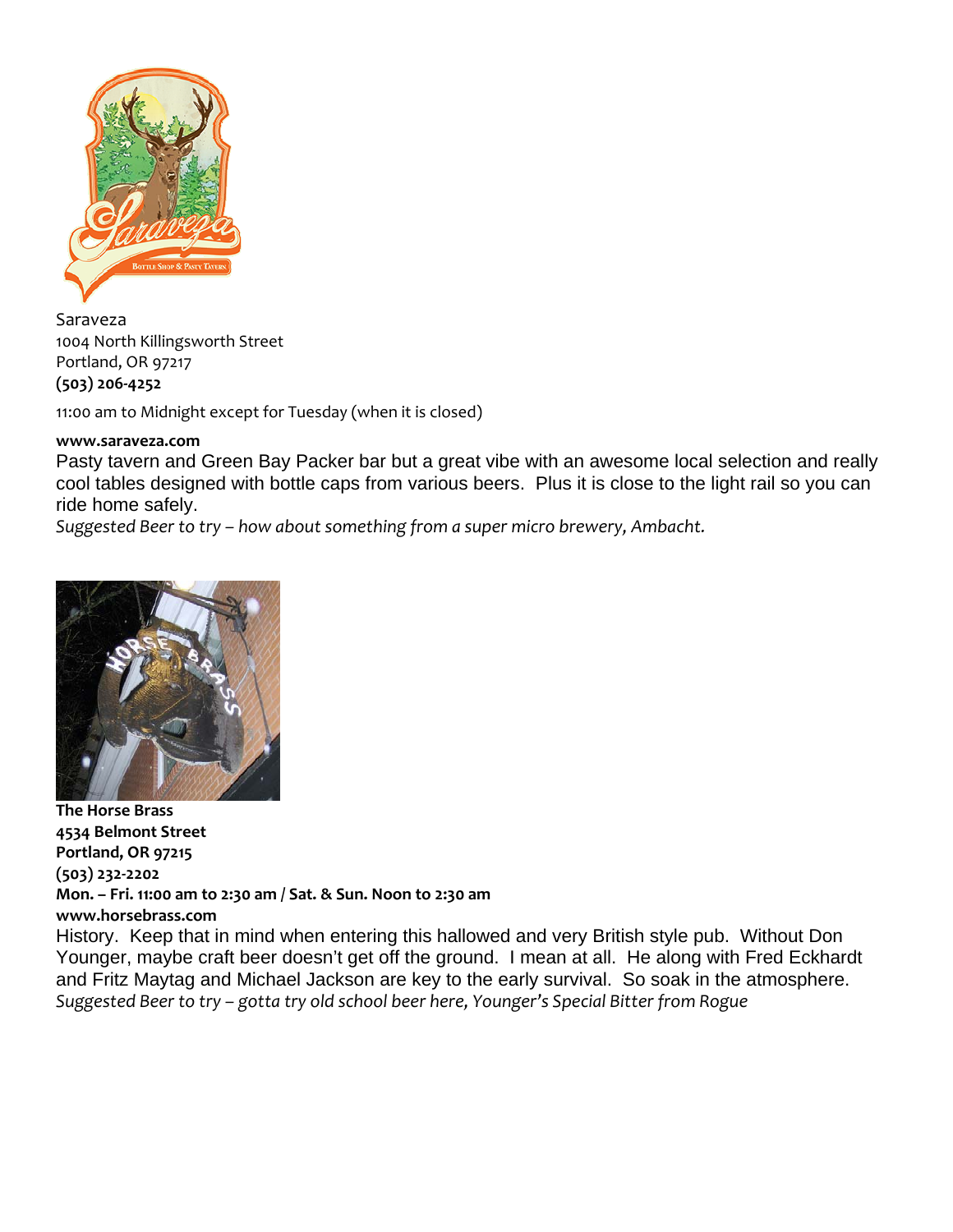Saraveza
1004 North Killingsworth Street
Portland, OR 97217
**(503) 206-4252**

11:00 am to Midnight except for Tuesday (when it is closed)

**www.saraveza.com**

Pasty tavern and Green Bay Packer bar but a great vibe with an awesome local selection and really cool tables designed with bottle caps from various beers. Plus it is close to the light rail so you can ride home safely.

*Suggested Beer to try – how about something from a super micro brewery, Ambacht.*

**The Horse Brass**
**4534 Belmont Street**
**Portland, OR 97215**
**(503) 232-2202**
**Mon. – Fri. 11:00 am to 2:30 am / Sat. & Sun. Noon to 2:30 am**
**www.horsebrass.com**

History. Keep that in mind when entering this hallowed and very British style pub. Without Don Younger, maybe craft beer doesn't get off the ground. I mean at all. He along with Fred Eckhardt and Fritz Maytag and Michael Jackson are key to the early survival. So soak in the atmosphere.

*Suggested Beer to try – gotta try old school beer here, Younger's Special Bitter from Rogue*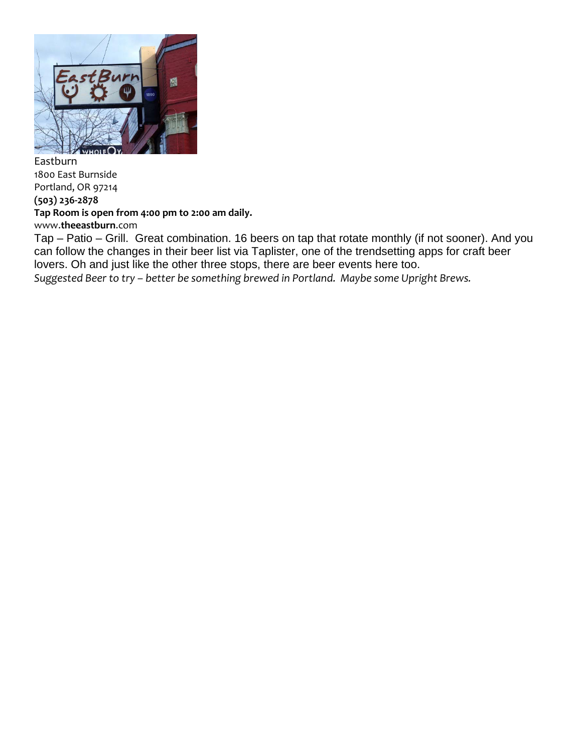Eastburn
1800 East Burnside
Portland, OR 97214
**(503) 236-2878**
**Tap Room is open from 4:00 pm to 2:00 am daily.**
www.**theeastburn**.com

Tap – Patio – Grill. Great combination. 16 beers on tap that rotate monthly (if not sooner). And you can follow the changes in their beer list via Taplister, one of the trendsetting apps for craft beer lovers. Oh and just like the other three stops, there are beer events here too.

*Suggested Beer to try – better be something brewed in Portland. Maybe some Upright Brews.*